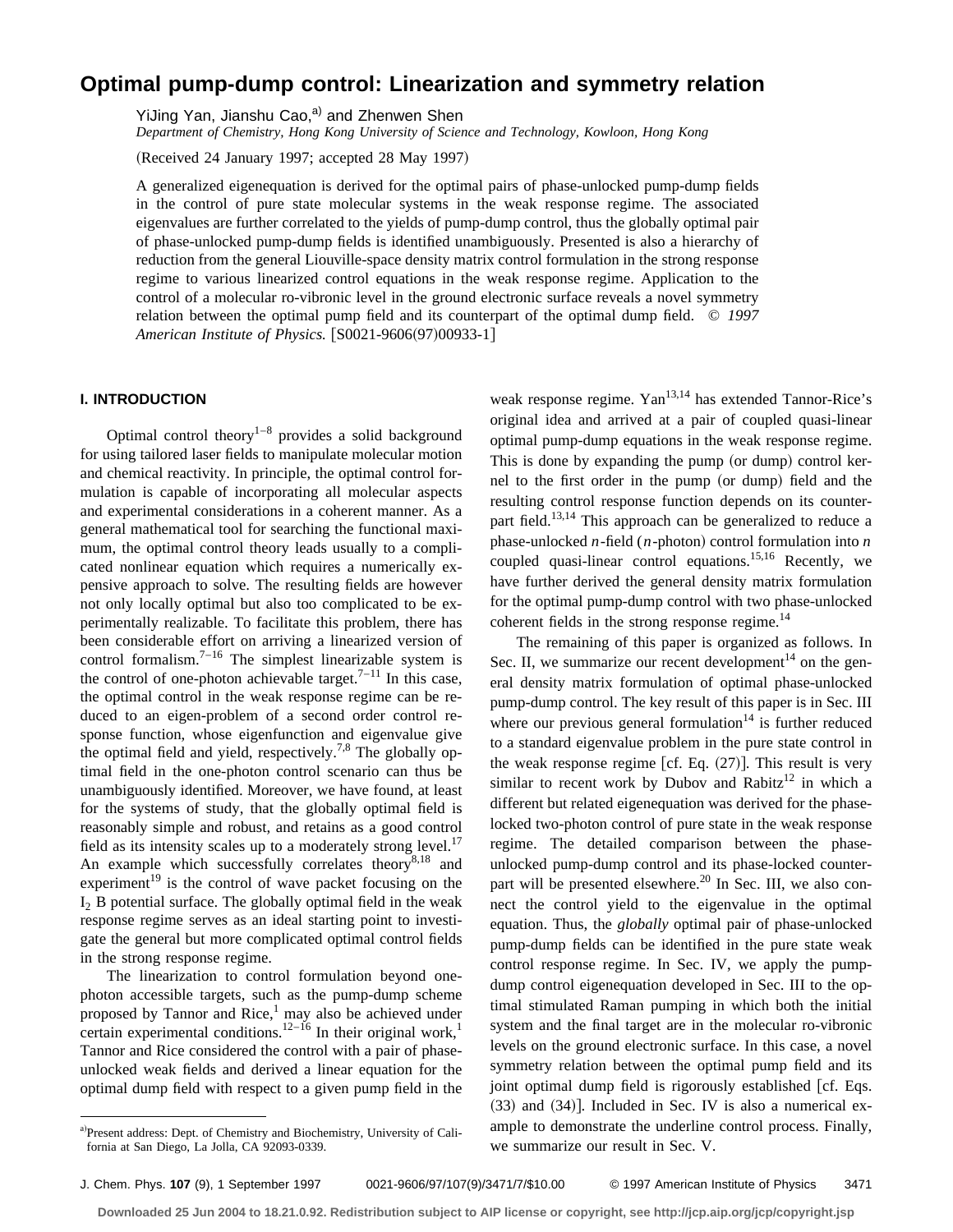# Optimal pump-dump control: Linearization and symmetry relation

YiJing Yan, Jianshu Cao,[a] and Zhenwen Shen

*Department of Chemistry, Hong Kong University of Science and Technology, Kowloon, Hong Kong*

(Received 24 January 1997; accepted 28 May 1997)

A generalized eigenequation is derived for the optimal pairs of phase-unlocked pump-dump fields in the control of pure state molecular systems in the weak response regime. The associated eigenvalues are further correlated to the yields of pump-dump control, thus the globally optimal pair of phase-unlocked pump-dump fields is identified unambiguously. Presented is also a hierarchy of reduction from the general Liouville-space density matrix control formulation in the strong response regime to various linearized control equations in the weak response regime. Application to the control of a molecular ro-vibronic level in the ground electronic surface reveals a novel symmetry relation between the optimal pump field and its counterpart of the optimal dump field. © *1997 American Institute of Physics.* [S0021-9606(97)00933-1]

## I. INTRODUCTION

Optimal control theory[1–8] provides a solid background for using tailored laser fields to manipulate molecular motion and chemical reactivity. In principle, the optimal control formulation is capable of incorporating all molecular aspects and experimental considerations in a coherent manner. As a general mathematical tool for searching the functional maximum, the optimal control theory leads usually to a complicated nonlinear equation which requires a numerically expensive approach to solve. The resulting fields are however not only locally optimal but also too complicated to be experimentally realizable. To facilitate this problem, there has been considerable effort on arriving a linearized version of control formalism.[7–16] The simplest linearizable system is the control of one-photon achievable target.[7–11] In this case, the optimal control in the weak response regime can be reduced to an eigen-problem of a second order control response function, whose eigenfunction and eigenvalue give the optimal field and yield, respectively.[7,8] The globally optimal field in the one-photon control scenario can thus be unambiguously identified. Moreover, we have found, at least for the systems of study, that the globally optimal field is reasonably simple and robust, and retains as a good control field as its intensity scales up to a moderately strong level.[17] An example which successfully correlates theory[8,18] and experiment[19] is the control of wave packet focusing on the $I_2$ B potential surface. The globally optimal field in the weak response regime serves as an ideal starting point to investigate the general but more complicated optimal control fields in the strong response regime.

The linearization to control formulation beyond one-photon accessible targets, such as the pump-dump scheme proposed by Tannor and Rice,[1] may also be achieved under certain experimental conditions.[12–16] In their original work,[1] Tannor and Rice considered the control with a pair of phase-unlocked weak fields and derived a linear equation for the optimal dump field with respect to a given pump field in the weak response regime. Yan[13,14] has extended Tannor-Rice's original idea and arrived at a pair of coupled quasi-linear optimal pump-dump equations in the weak response regime. This is done by expanding the pump (or dump) control kernel to the first order in the pump (or dump) field and the resulting control response function depends on its counterpart field.[13,14] This approach can be generalized to reduce a phase-unlocked $n$-field ($n$-photon) control formulation into $n$ coupled quasi-linear control equations.[15,16] Recently, we have further derived the general density matrix formulation for the optimal pump-dump control with two phase-unlocked coherent fields in the strong response regime.[14]

The remaining of this paper is organized as follows. In Sec. II, we summarize our recent development[14] on the general density matrix formulation of optimal phase-unlocked pump-dump control. The key result of this paper is in Sec. III where our previous general formulation[14] is further reduced to a standard eigenvalue problem in the pure state control in the weak response regime [cf. Eq. (27)]. This result is very similar to recent work by Dubov and Rabitz[12] in which a different but related eigenequation was derived for the phase-locked two-photon control of pure state in the weak response regime. The detailed comparison between the phase-unlocked pump-dump control and its phase-locked counterpart will be presented elsewhere.[20] In Sec. III, we also connect the control yield to the eigenvalue in the optimal equation. Thus, the *globally* optimal pair of phase-unlocked pump-dump fields can be identified in the pure state weak control response regime. In Sec. IV, we apply the pump-dump control eigenequation developed in Sec. III to the optimal stimulated Raman pumping in which both the initial system and the final target are in the molecular ro-vibronic levels on the ground electronic surface. In this case, a novel symmetry relation between the optimal pump field and its joint optimal dump field is rigorously established [cf. Eqs. (33) and (34)]. Included in Sec. IV is also a numerical example to demonstrate the underline control process. Finally, we summarize our result in Sec. V.

---

[a]Present address: Dept. of Chemistry and Biochemistry, University of California at San Diego, La Jolla, CA 92093-0339.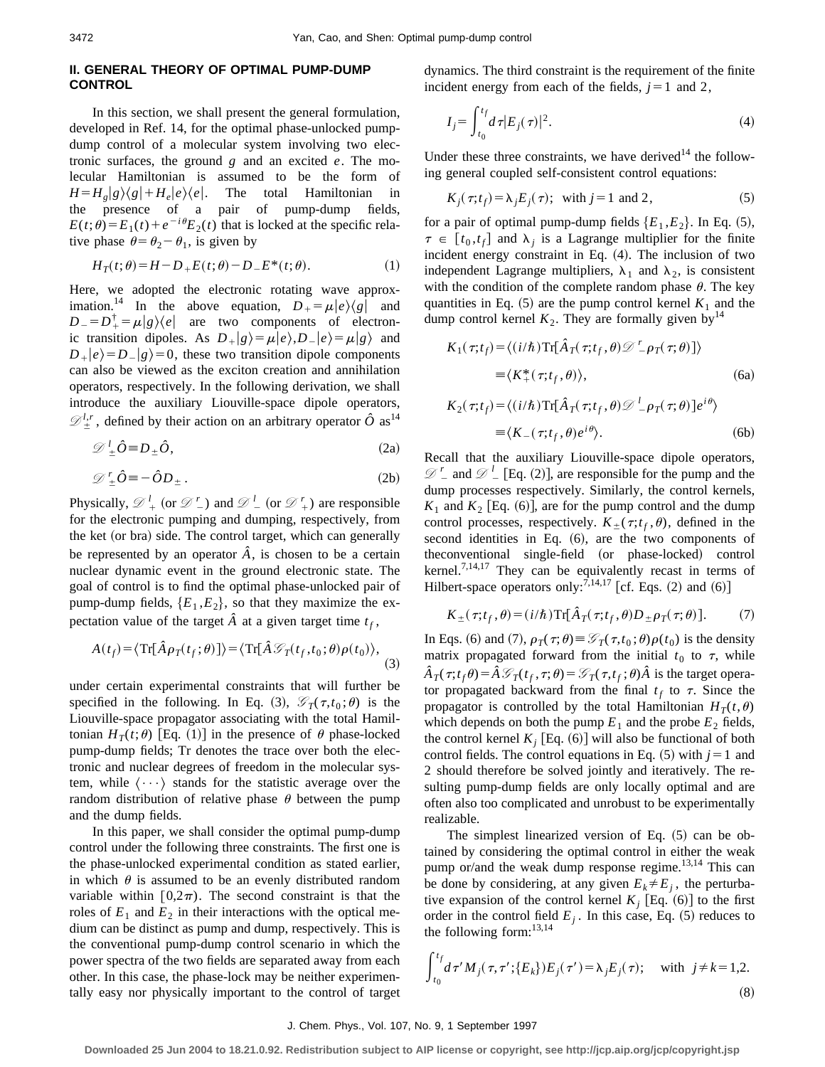## II. GENERAL THEORY OF OPTIMAL PUMP-DUMP CONTROL

In this section, we shall present the general formulation, developed in Ref. 14, for the optimal phase-unlocked pump-dump control of a molecular system involving two electronic surfaces, the ground $g$ and an excited $e$. The molecular Hamiltonian is assumed to be the form of $H = H_g|g\rangle\langle g| + H_e|e\rangle\langle e|$. The total Hamiltonian in the presence of a pair of pump-dump fields, $E(t;\theta) = E_1(t) + e^{-i\theta}E_2(t)$ that is locked at the specific relative phase $\theta = \theta_2 - \theta_1$, is given by

$$H_T(t;\theta) = H - D_+ E(t;\theta) - D_- E^*(t;\theta). \tag{1}$$

Here, we adopted the electronic rotating wave approximation.[14] In the above equation, $D_+ = \mu|e\rangle\langle g|$ and $D_- = D_+^\dagger = \mu|g\rangle\langle e|$ are two components of electronic transition dipoles. As $D_+|g\rangle = \mu|e\rangle, D_-|e\rangle = \mu|g\rangle$ and $D_+|e\rangle = D_-|g\rangle = 0$, these two transition dipole components can also be viewed as the exciton creation and annihilation operators, respectively. In the following derivation, we shall introduce the auxiliary Liouville-space dipole operators, $\mathscr{D}_\pm^{l,r}$, defined by their action on an arbitrary operator $\hat{O}$ as[14]

$$\mathscr{D}^{\,l}_{\pm}\hat{O} \equiv D_\pm \hat{O}, \tag{2a}$$

$$\mathscr{D}^{\,r}_{\pm}\hat{O} \equiv -\hat{O} D_\pm . \tag{2b}$$

Physically, $\mathscr{D}^{\,l}_{+}$ (or $\mathscr{D}^{\,r}_{-}$) and $\mathscr{D}^{\,l}_{-}$ (or $\mathscr{D}^{\,r}_{+}$) are responsible for the electronic pumping and dumping, respectively, from the ket (or bra) side. The control target, which can generally be represented by an operator $\hat{A}$, is chosen to be a certain nuclear dynamic event in the ground electronic state. The goal of control is to find the optimal phase-unlocked pair of pump-dump fields, $\{E_1, E_2\}$, so that they maximize the expectation value of the target $\hat{A}$ at a given target time $t_f$,

$$A(t_f) = \langle \mathrm{Tr}[\hat{A}\rho_T(t_f;\theta)]\rangle = \langle \mathrm{Tr}[\hat{A}\mathscr{G}_T(t_f,t_0;\theta)\rho(t_0)\rangle, \tag{3}$$

under certain experimental constraints that will further be specified in the following. In Eq. (3), $\mathscr{G}_T(\tau,t_0;\theta)$ is the Liouville-space propagator associating with the total Hamiltonian $H_T(t;\theta)$ [Eq. (1)] in the presence of $\theta$ phase-locked pump-dump fields; Tr denotes the trace over both the electronic and nuclear degrees of freedom in the molecular system, while $\langle \cdots \rangle$ stands for the statistic average over the random distribution of relative phase $\theta$ between the pump and the dump fields.

In this paper, we shall consider the optimal pump-dump control under the following three constraints. The first one is the phase-unlocked experimental condition as stated earlier, in which $\theta$ is assumed to be an evenly distributed random variable within $[0,2\pi)$. The second constraint is that the roles of $E_1$ and $E_2$ in their interactions with the optical medium can be distinct as pump and dump, respectively. This is the conventional pump-dump control scenario in which the power spectra of the two fields are separated away from each other. In this case, the phase-lock may be neither experimentally easy nor physically important to the control of target dynamics. The third constraint is the requirement of the finite incident energy from each of the fields, $j=1$ and 2,

$$I_j = \int_{t_0}^{t_f} d\tau |E_j(\tau)|^2. \tag{4}$$

Under these three constraints, we have derived[14] the following general coupled self-consistent control equations:

$$K_j(\tau;t_f) = \lambda_j E_j(\tau); \;\; \text{with } j=1 \text{ and } 2, \tag{5}$$

for a pair of optimal pump-dump fields $\{E_1,E_2\}$. In Eq. (5), $\tau \in [t_0,t_f]$ and $\lambda_j$ is a Lagrange multiplier for the finite incident energy constraint in Eq. (4). The inclusion of two independent Lagrange multipliers, $\lambda_1$ and $\lambda_2$, is consistent with the condition of the complete random phase $\theta$. The key quantities in Eq. (5) are the pump control kernel $K_1$ and the dump control kernel $K_2$. They are formally given by[14]

$$K_1(\tau;t_f) = \langle (i/\hbar)\mathrm{Tr}[\hat{A}_T(\tau;t_f,\theta)\mathscr{D}^{\,r}_{-}\rho_T(\tau;\theta)]\rangle \equiv \langle K_+^*(\tau;t_f,\theta)\rangle, \tag{6a}$$

$$K_2(\tau;t_f) = \langle (i/\hbar)\mathrm{Tr}[\hat{A}_T(\tau;t_f,\theta)\mathscr{D}^{\,l}_{-}\rho_T(\tau;\theta)]e^{i\theta}\rangle \equiv \langle K_-(\tau;t_f,\theta)e^{i\theta}\rangle. \tag{6b}$$

Recall that the auxiliary Liouville-space dipole operators, $\mathscr{D}^{\,r}_{-}$ and $\mathscr{D}^{\,l}_{-}$ [Eq. (2)], are responsible for the pump and the dump processes respectively. Similarly, the control kernels, $K_1$ and $K_2$ [Eq. (6)], are for the pump control and the dump control processes, respectively. $K_\pm(\tau;t_f,\theta)$, defined in the second identities in Eq. (6), are the two components of theconventional single-field (or phase-locked) control kernel.[7,14,17] They can be equivalently recast in terms of Hilbert-space operators only:[7,14,17] [cf. Eqs. (2) and (6)]

$$K_\pm(\tau;t_f,\theta) = (i/\hbar)\mathrm{Tr}[\hat{A}_T(\tau;t_f,\theta)D_\pm \rho_T(\tau;\theta)]. \tag{7}$$

In Eqs. (6) and (7), $\rho_T(\tau;\theta) \equiv \mathscr{G}_T(\tau,t_0;\theta)\rho(t_0)$ is the density matrix propagated forward from the initial $t_0$ to $\tau$, while $\hat{A}_T(\tau;t_f\theta) = \hat{A}\mathscr{G}_T(t_f,\tau;\theta) = \mathscr{G}_T(\tau,t_f;\theta)\hat{A}$ is the target operator propagated backward from the final $t_f$ to $\tau$. Since the propagator is controlled by the total Hamiltonian $H_T(t,\theta)$ which depends on both the pump $E_1$ and the probe $E_2$ fields, the control kernel $K_j$ [Eq. (6)] will also be functional of both control fields. The control equations in Eq. (5) with $j=1$ and 2 should therefore be solved jointly and iteratively. The resulting pump-dump fields are only locally optimal and are often also too complicated and unrobust to be experimentally realizable.

The simplest linearized version of Eq. (5) can be obtained by considering the optimal control in either the weak pump or/and the weak dump response regime.[13,14] This can be done by considering, at any given $E_k \neq E_j$, the perturbative expansion of the control kernel $K_j$ [Eq. (6)] to the first order in the control field $E_j$. In this case, Eq. (5) reduces to the following form:[13,14]

$$\int_{t_0}^{t_f} d\tau' M_j(\tau,\tau';\{E_k\})E_j(\tau') = \lambda_j E_j(\tau); \quad \text{with } \; j \neq k = 1,2. \tag{8}$$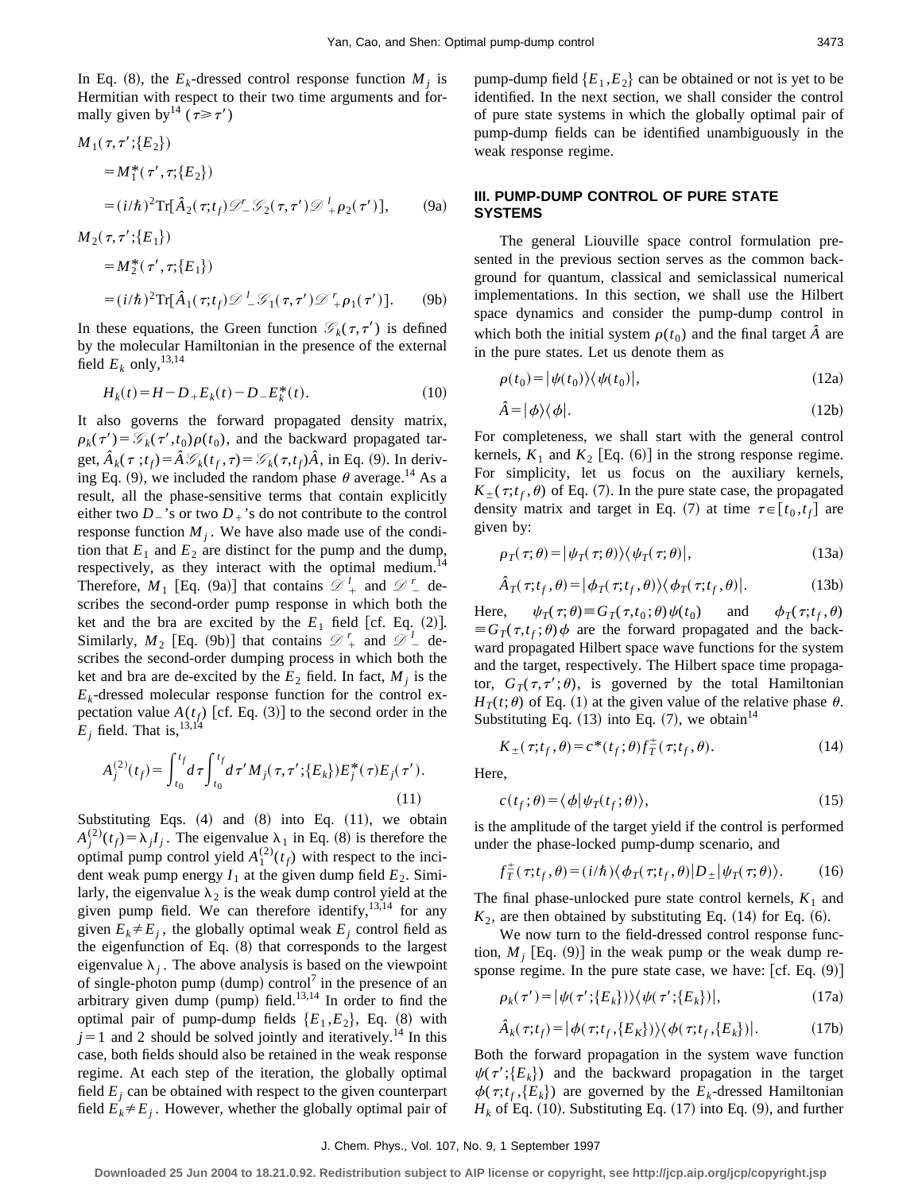In Eq. (8), the $E_k$-dressed control response function $M_j$ is Hermitian with respect to their two time arguments and formally given by[14] ($\tau \geq \tau'$)

$$
\begin{aligned}
M_1(\tau,\tau';\{E_2\}) &= M_1^*(\tau',\tau;\{E_2\}) \\
&= (i/\hbar)^2 \mathrm{Tr}[\hat{A}_2(\tau;t_f)\mathscr{D}_-^r \mathscr{G}_2(\tau,\tau')\mathscr{D}_+^l \rho_2(\tau')],
\end{aligned} \tag{9a}
$$

$$
\begin{aligned}
M_2(\tau,\tau';\{E_1\}) &= M_2^*(\tau',\tau;\{E_1\}) \\
&= (i/\hbar)^2 \mathrm{Tr}[\hat{A}_1(\tau;t_f)\mathscr{D}_-^l \mathscr{G}_1(\tau,\tau')\mathscr{D}_+^r \rho_1(\tau')].
\end{aligned} \tag{9b}
$$

In these equations, the Green function $\mathscr{G}_k(\tau,\tau')$ is defined by the molecular Hamiltonian in the presence of the external field $E_k$ only,[13,14]

$$
H_k(t) = H - D_+ E_k(t) - D_- E_k^*(t). \tag{10}
$$

It also governs the forward propagated density matrix, $\rho_k(\tau') = \mathscr{G}_k(\tau',t_0)\rho(t_0)$, and the backward propagated target, $\hat{A}_k(\tau;t_f) = \hat{A}\mathscr{G}_k(t_f,\tau) = \mathscr{G}_k(\tau,t_f)\hat{A}$, in Eq. (9). In deriving Eq. (9), we included the random phase $\theta$ average.[14] As a result, all the phase-sensitive terms that contain explicitly either two $D_-$'s or two $D_+$'s do not contribute to the control response function $M_j$. We have also made use of the condition that $E_1$ and $E_2$ are distinct for the pump and the dump, respectively, as they interact with the optimal medium.[14] Therefore, $M_1$ [Eq. (9a)] that contains $\mathscr{D}_+^l$ and $\mathscr{D}_-^r$ describes the second-order pump response in which both the ket and the bra are excited by the $E_1$ field [cf. Eq. (2)]. Similarly, $M_2$ [Eq. (9b)] that contains $\mathscr{D}_+^r$ and $\mathscr{D}_-^l$ describes the second-order dumping process in which both the ket and bra are de-excited by the $E_2$ field. In fact, $M_j$ is the $E_k$-dressed molecular response function for the control expectation value $A(t_f)$ [cf. Eq. (3)] to the second order in the $E_j$ field. That is,[13,14]

$$
A_j^{(2)}(t_f) = \int_{t_0}^{t_f} d\tau \int_{t_0}^{t_f} d\tau' M_j(\tau,\tau';\{E_k\}) E_j^*(\tau) E_j(\tau'). \tag{11}
$$

Substituting Eqs. (4) and (8) into Eq. (11), we obtain $A_j^{(2)}(t_f) = \lambda_j I_j$. The eigenvalue $\lambda_1$ in Eq. (8) is therefore the optimal pump control yield $A_1^{(2)}(t_f)$ with respect to the incident weak pump energy $I_1$ at the given dump field $E_2$. Similarly, the eigenvalue $\lambda_2$ is the weak dump control yield at the given pump field. We can therefore identify,[13,14] for any given $E_k \neq E_j$, the globally optimal weak $E_j$ control field as the eigenfunction of Eq. (8) that corresponds to the largest eigenvalue $\lambda_j$. The above analysis is based on the viewpoint of single-photon pump (dump) control[7] in the presence of an arbitrary given dump (pump) field.[13,14] In order to find the optimal pair of pump-dump fields $\{E_1,E_2\}$, Eq. (8) with $j=1$ and 2 should be solved jointly and iteratively.[14] In this case, both fields should also be retained in the weak response regime. At each step of the iteration, the globally optimal field $E_j$ can be obtained with respect to the given counterpart field $E_k \neq E_j$. However, whether the globally optimal pair of pump-dump field $\{E_1,E_2\}$ can be obtained or not is yet to be identified. In the next section, we shall consider the control of pure state systems in which the globally optimal pair of pump-dump fields can be identified unambiguously in the weak response regime.

## III. PUMP-DUMP CONTROL OF PURE STATE SYSTEMS

The general Liouville space control formulation presented in the previous section serves as the common background for quantum, classical and semiclassical numerical implementations. In this section, we shall use the Hilbert space dynamics and consider the pump-dump control in which both the initial system $\rho(t_0)$ and the final target $\hat{A}$ are in the pure states. Let us denote them as

$$
\rho(t_0) = |\psi(t_0)\rangle\langle\psi(t_0)|, \tag{12a}
$$

$$
\hat{A} = |\phi\rangle\langle\phi|. \tag{12b}
$$

For completeness, we shall start with the general control kernels, $K_1$ and $K_2$ [Eq. (6)] in the strong response regime. For simplicity, let us focus on the auxiliary kernels, $K_\pm(\tau;t_f,\theta)$ of Eq. (7). In the pure state case, the propagated density matrix and target in Eq. (7) at time $\tau \in [t_0,t_f]$ are given by:

$$
\rho_T(\tau;\theta) = |\psi_T(\tau;\theta)\rangle\langle\psi_T(\tau;\theta)|, \tag{13a}
$$

$$
\hat{A}_T(\tau;t_f,\theta) = |\phi_T(\tau;t_f,\theta)\rangle\langle\phi_T(\tau;t_f,\theta)|. \tag{13b}
$$

Here, $\psi_T(\tau;\theta) \equiv G_T(\tau,t_0;\theta)\psi(t_0)$ and $\phi_T(\tau;t_f,\theta) \equiv G_T(\tau,t_f;\theta)\phi$ are the forward propagated and the backward propagated Hilbert space wave functions for the system and the target, respectively. The Hilbert space time propagator, $G_T(\tau,\tau';\theta)$, is governed by the total Hamiltonian $H_T(t;\theta)$ of Eq. (1) at the given value of the relative phase $\theta$. Substituting Eq. (13) into Eq. (7), we obtain[14]

$$
K_\pm(\tau;t_f,\theta) = c^*(t_f;\theta) f_T^\pm(\tau;t_f,\theta). \tag{14}
$$

Here,

$$
c(t_f;\theta) = \langle\phi|\psi_T(t_f;\theta)\rangle, \tag{15}
$$

is the amplitude of the target yield if the control is performed under the phase-locked pump-dump scenario, and

$$
f_T^\pm(\tau;t_f,\theta) = (i/\hbar)\langle\phi_T(\tau;t_f,\theta)|D_\pm|\psi_T(\tau;\theta)\rangle. \tag{16}
$$

The final phase-unlocked pure state control kernels, $K_1$ and $K_2$, are then obtained by substituting Eq. (14) for Eq. (6).

We now turn to the field-dressed control response function, $M_j$ [Eq. (9)] in the weak pump or the weak dump response regime. In the pure state case, we have: [cf. Eq. (9)]

$$
\rho_k(\tau') = |\psi(\tau';\{E_k\})\rangle\langle\psi(\tau';\{E_k\})|, \tag{17a}
$$

$$
\hat{A}_k(\tau;t_f) = |\phi(\tau;t_f,\{E_K\})\rangle\langle\phi(\tau;t_f,\{E_k\})|. \tag{17b}
$$

Both the forward propagation in the system wave function $\psi(\tau';\{E_k\})$ and the backward propagation in the target $\phi(\tau;t_f,\{E_k\})$ are governed by the $E_k$-dressed Hamiltonian $H_k$ of Eq. (10). Substituting Eq. (17) into Eq. (9), and further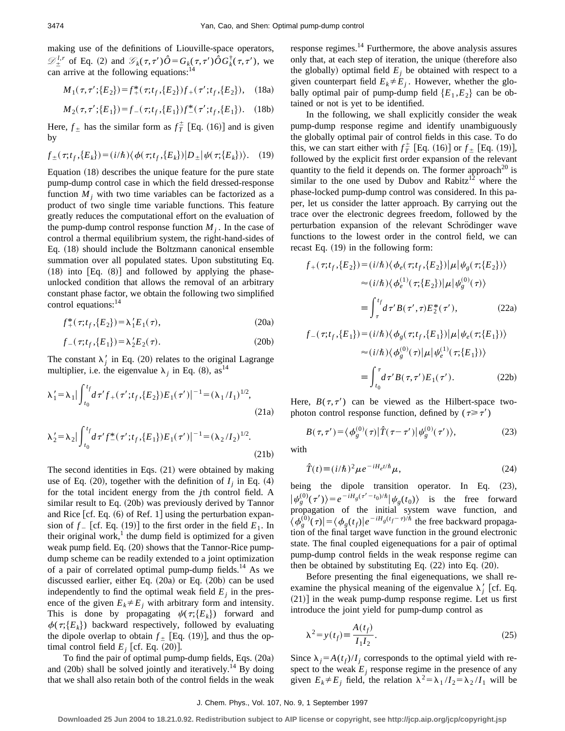making use of the definitions of Liouville-space operators, $\mathscr{D}_{\pm}^{l,r}$ of Eq. (2) and $\mathscr{G}_k(\tau,\tau')\hat{O}=G_k(\tau,\tau')\hat{O}G_k^{\dagger}(\tau,\tau')$, we can arrive at the following equations:[14]

$$M_1(\tau,\tau';\{E_2\})=f_+^*(\tau;t_f,\{E_2\})f_+(\tau';t_f,\{E_2\}), \quad (18a)$$

$$M_2(\tau,\tau';\{E_1\})=f_-(\tau;t_f,\{E_1\})f_-^*(\tau';t_f,\{E_1\}). \quad (18b)$$

Here, $f_{\pm}$ has the similar form as $f_T^{\pm}$ [Eq. (16)] and is given by

$$f_{\pm}(\tau;t_f,\{E_k\})=(i/\hbar)\langle\phi(\tau;t_f,\{E_k\})|D_{\pm}|\psi(\tau;\{E_k\})\rangle. \quad (19)$$

Equation (18) describes the unique feature for the pure state pump-dump control case in which the field dressed-response function $M_j$ with two time variables can be factorized as a product of two single time variable functions. This feature greatly reduces the computational effort on the evaluation of the pump-dump control response function $M_j$. In the case of control a thermal equilibrium system, the right-hand-sides of Eq. (18) should include the Boltzmann canonical ensemble summation over all populated states. Upon substituting Eq. (18) into [Eq. (8)] and followed by applying the phase-unlocked condition that allows the removal of an arbitrary constant phase factor, we obtain the following two simplified control equations:[14]

$$f_+^*(\tau;t_f,\{E_2\})=\lambda_1' E_1(\tau), \quad (20a)$$

$$f_-(\tau;t_f,\{E_1\})=\lambda_2' E_2(\tau). \quad (20b)$$

The constant $\lambda_j'$ in Eq. (20) relates to the original Lagrange multiplier, i.e. the eigenvalue $\lambda_j$ in Eq. (8), as[14]

$$\lambda_1'=\lambda_1\left|\int_{t_0}^{t_f}d\tau' f_+(\tau';t_f,\{E_2\})E_1(\tau')\right|^{-1}=(\lambda_1/I_1)^{1/2}, \quad (21a)$$

$$\lambda_2'=\lambda_2\left|\int_{t_0}^{t_f}d\tau' f_-^*(\tau';t_f,\{E_1\})E_1(\tau')\right|^{-1}=(\lambda_2/I_2)^{1/2}. \quad (21b)$$

The second identities in Eqs. (21) were obtained by making use of Eq. (20), together with the definition of $I_j$ in Eq. (4) for the total incident energy from the $j$th control field. A similar result to Eq. (20b) was previously derived by Tannor and Rice [cf. Eq. (6) of Ref. 1] using the perturbation expansion of $f_-$ [cf. Eq. (19)] to the first order in the field $E_1$. In their original work,[1] the dump field is optimized for a given weak pump field. Eq. (20) shows that the Tannor-Rice pump-dump scheme can be readily extended to a joint optimization of a pair of correlated optimal pump-dump fields.[14] As we discussed earlier, either Eq. (20a) or Eq. (20b) can be used independently to find the optimal weak field $E_j$ in the presence of the given $E_k\neq E_j$ with arbitrary form and intensity. This is done by propagating $\psi(\tau;\{E_k\})$ forward and $\phi(\tau;\{E_k\})$ backward respectively, followed by evaluating the dipole overlap to obtain $f_{\pm}$ [Eq. (19)], and thus the optimal control field $E_j$ [cf. Eq. (20)].

To find the pair of optimal pump-dump fields, Eqs. (20a) and (20b) shall be solved jointly and iteratively.[14] By doing that we shall also retain both of the control fields in the weak response regimes.[14] Furthermore, the above analysis assures only that, at each step of iteration, the unique (therefore also the globally) optimal field $E_j$ be obtained with respect to a given counterpart field $E_k\neq E_j$. However, whether the globally optimal pair of pump-dump field $\{E_1,E_2\}$ can be obtained or not is yet to be identified.

In the following, we shall explicitly consider the weak pump-dump response regime and identify unambiguously the globally optimal pair of control fields in this case. To do this, we can start either with $f_T^{\pm}$ [Eq. (16)] or $f_{\pm}$ [Eq. (19)], followed by the explicit first order expansion of the relevant quantity to the field it depends on. The former approach[20] is similar to the one used by Dubov and Rabitz[12] where the phase-locked pump-dump control was considered. In this paper, let us consider the latter approach. By carrying out the trace over the electronic degrees freedom, followed by the perturbation expansion of the relevant Schrödinger wave functions to the lowest order in the control field, we can recast Eq. (19) in the following form:

$$\begin{aligned}
f_+(\tau;t_f,\{E_2\})&=(i/\hbar)\langle\phi_e(\tau;t_f,\{E_2\})|\mu|\psi_g(\tau;\{E_2\})\rangle\\
&\approx(i/\hbar)\langle\phi_e^{(1)}(\tau;\{E_2\})|\mu|\psi_g^{(0)}(\tau)\rangle\\
&\equiv\int_{\tau}^{t_f}d\tau' B(\tau',\tau)E_2^*(\tau'),
\end{aligned} \quad (22a)$$

$$\begin{aligned}
f_-(\tau;t_f,\{E_1\})&=(i/\hbar)\langle\phi_g(\tau;t_f,\{E_1\})|\mu|\psi_e(\tau;\{E_1\})\rangle\\
&\approx(i/\hbar)\langle\phi_g^{(0)}(\tau)|\mu|\psi_e^{(1)}(\tau;\{E_1\})\rangle\\
&\equiv\int_{t_0}^{\tau}d\tau' B(\tau,\tau')E_1(\tau').
\end{aligned} \quad (22b)$$

Here, $B(\tau,\tau')$ can be viewed as the Hilbert-space two-photon control response function, defined by ($\tau\geqslant\tau'$)

$$B(\tau,\tau')=\langle\phi_g^{(0)}(\tau)|\hat{T}(\tau-\tau')|\psi_g^{(0)}(\tau')\rangle, \quad (23)$$

with

$$\hat{T}(t)\equiv(i/\hbar)^2\mu e^{-iH_e t/\hbar}\mu, \quad (24)$$

being the dipole transition operator. In Eq. (23), $|\psi_g^{(0)}(\tau')\rangle=e^{-iH_g(\tau'-t_0)/\hbar}|\psi_g(t_0)\rangle$ is the free forward propagation of the initial system wave function, and $\langle\phi_g^{(0)}(\tau)|=\langle\phi_g(t_f)|e^{-iH_g(t_f-\tau)/\hbar}$ the free backward propagation of the final target wave function in the ground electronic state. The final coupled eigenequations for a pair of optimal pump-dump control fields in the weak response regime can then be obtained by substituting Eq. (22) into Eq. (20).

Before presenting the final eigenequations, we shall reexamine the physical meaning of the eigenvalue $\lambda_j'$ [cf. Eq. (21)] in the weak pump-dump response regime. Let us first introduce the joint yield for pump-dump control as

$$\lambda^2=y(t_f)\equiv\frac{A(t_f)}{I_1 I_2}. \quad (25)$$

Since $\lambda_j=A(t_f)/I_j$ corresponds to the optimal yield with respect to the weak $E_j$ response regime in the presence of any given $E_k\neq E_j$ field, the relation $\lambda^2=\lambda_1/I_2=\lambda_2/I_1$ will be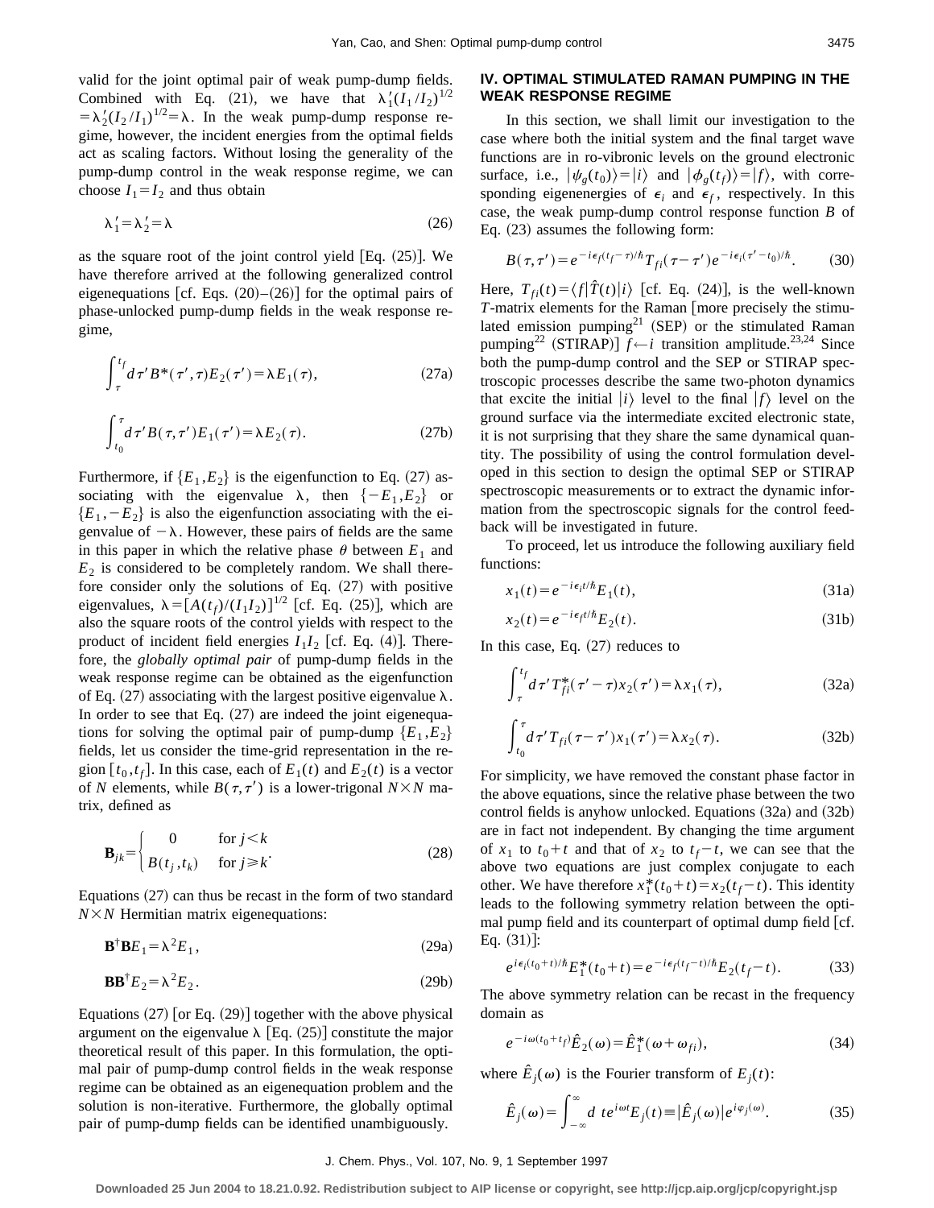valid for the joint optimal pair of weak pump-dump fields. Combined with Eq. (21), we have that $\lambda_1'(I_1/I_2)^{1/2} = \lambda_2'(I_2/I_1)^{1/2} = \lambda$. In the weak pump-dump response regime, however, the incident energies from the optimal fields act as scaling factors. Without losing the generality of the pump-dump control in the weak response regime, we can choose $I_1 = I_2$ and thus obtain

$$\lambda_1' = \lambda_2' = \lambda \tag{26}$$

as the square root of the joint control yield [Eq. (25)]. We have therefore arrived at the following generalized control eigenequations [cf. Eqs. (20)–(26)] for the optimal pairs of phase-unlocked pump-dump fields in the weak response regime,

$$\int_\tau^{t_f} d\tau' B^*(\tau',\tau) E_2(\tau') = \lambda E_1(\tau), \tag{27a}$$

$$\int_{t_0}^{\tau} d\tau' B(\tau,\tau') E_1(\tau') = \lambda E_2(\tau). \tag{27b}$$

Furthermore, if $\{E_1, E_2\}$ is the eigenfunction to Eq. (27) associating with the eigenvalue $\lambda$, then $\{-E_1, E_2\}$ or $\{E_1, -E_2\}$ is also the eigenfunction associating with the eigenvalue of $-\lambda$. However, these pairs of fields are the same in this paper in which the relative phase $\theta$ between $E_1$ and $E_2$ is considered to be completely random. We shall therefore consider only the solutions of Eq. (27) with positive eigenvalues, $\lambda = [A(t_f)/(I_1 I_2)]^{1/2}$ [cf. Eq. (25)], which are also the square roots of the control yields with respect to the product of incident field energies $I_1 I_2$ [cf. Eq. (4)]. Therefore, the *globally optimal pair* of pump-dump fields in the weak response regime can be obtained as the eigenfunction of Eq. (27) associating with the largest positive eigenvalue $\lambda$. In order to see that Eq. (27) are indeed the joint eigenequations for solving the optimal pair of pump-dump $\{E_1, E_2\}$ fields, let us consider the time-grid representation in the region $[t_0, t_f]$. In this case, each of $E_1(t)$ and $E_2(t)$ is a vector of $N$ elements, while $B(\tau,\tau')$ is a lower-trigonal $N \times N$ matrix, defined as

$$\mathbf{B}_{jk} = \begin{cases} 0 & \text{for } j < k \\ B(t_j, t_k) & \text{for } j \geq k \end{cases}. \tag{28}$$

Equations (27) can thus be recast in the form of two standard $N \times N$ Hermitian matrix eigenequations:

$$\mathbf{B}^\dagger \mathbf{B} E_1 = \lambda^2 E_1, \tag{29a}$$

$$\mathbf{B}\mathbf{B}^\dagger E_2 = \lambda^2 E_2. \tag{29b}$$

Equations (27) [or Eq. (29)] together with the above physical argument on the eigenvalue $\lambda$ [Eq. (25)] constitute the major theoretical result of this paper. In this formulation, the optimal pair of pump-dump control fields in the weak response regime can be obtained as an eigenequation problem and the solution is non-iterative. Furthermore, the globally optimal pair of pump-dump fields can be identified unambiguously.

## IV. OPTIMAL STIMULATED RAMAN PUMPING IN THE WEAK RESPONSE REGIME

In this section, we shall limit our investigation to the case where both the initial system and the final target wave functions are in ro-vibronic levels on the ground electronic surface, i.e., $|\psi_g(t_0)\rangle = |i\rangle$ and $|\phi_g(t_f)\rangle = |f\rangle$, with corresponding eigenenergies of $\epsilon_i$ and $\epsilon_f$, respectively. In this case, the weak pump-dump control response function $B$ of Eq. (23) assumes the following form:

$$B(\tau,\tau') = e^{-i\epsilon_f(t_f-\tau)/\hbar} T_{fi}(\tau-\tau') e^{-i\epsilon_i(\tau'-t_0)/\hbar}. \tag{30}$$

Here, $T_{fi}(t) = \langle f|\hat{T}(t)|i\rangle$ [cf. Eq. (24)], is the well-known $T$-matrix elements for the Raman [more precisely the stimulated emission pumping[21] (SEP) or the stimulated Raman pumping[22] (STIRAP)] $f \leftarrow i$ transition amplitude.[23,24] Since both the pump-dump control and the SEP or STIRAP spectroscopic processes describe the same two-photon dynamics that excite the initial $|i\rangle$ level to the final $|f\rangle$ level on the ground surface via the intermediate excited electronic state, it is not surprising that they share the same dynamical quantity. The possibility of using the control formulation developed in this section to design the optimal SEP or STIRAP spectroscopic measurements or to extract the dynamic information from the spectroscopic signals for the control feedback will be investigated in future.

To proceed, let us introduce the following auxiliary field functions:

$$x_1(t) = e^{-i\epsilon_i t/\hbar} E_1(t), \tag{31a}$$

$$x_2(t) = e^{-i\epsilon_f t/\hbar} E_2(t). \tag{31b}$$

In this case, Eq. (27) reduces to

$$\int_\tau^{t_f} d\tau' T_{fi}^*(\tau'-\tau) x_2(\tau') = \lambda x_1(\tau), \tag{32a}$$

$$\int_{t_0}^{\tau} d\tau' T_{fi}(\tau-\tau') x_1(\tau') = \lambda x_2(\tau). \tag{32b}$$

For simplicity, we have removed the constant phase factor in the above equations, since the relative phase between the two control fields is anyhow unlocked. Equations (32a) and (32b) are in fact not independent. By changing the time argument of $x_1$ to $t_0 + t$ and that of $x_2$ to $t_f - t$, we can see that the above two equations are just complex conjugate to each other. We have therefore $x_1^*(t_0+t) = x_2(t_f-t)$. This identity leads to the following symmetry relation between the optimal pump field and its counterpart of optimal dump field [cf. Eq. (31)]:

$$e^{i\epsilon_i(t_0+t)/\hbar} E_1^*(t_0+t) = e^{-i\epsilon_f(t_f-t)/\hbar} E_2(t_f-t). \tag{33}$$

The above symmetry relation can be recast in the frequency domain as

$$e^{-i\omega(t_0+t_f)} \hat{E}_2(\omega) = \hat{E}_1^*(\omega + \omega_{fi}), \tag{34}$$

where $\hat{E}_j(\omega)$ is the Fourier transform of $E_j(t)$:

$$\hat{E}_j(\omega) = \int_{-\infty}^{\infty} d\, t e^{i\omega t} E_j(t) \equiv |\hat{E}_j(\omega)| e^{i\varphi_j(\omega)}. \tag{35}$$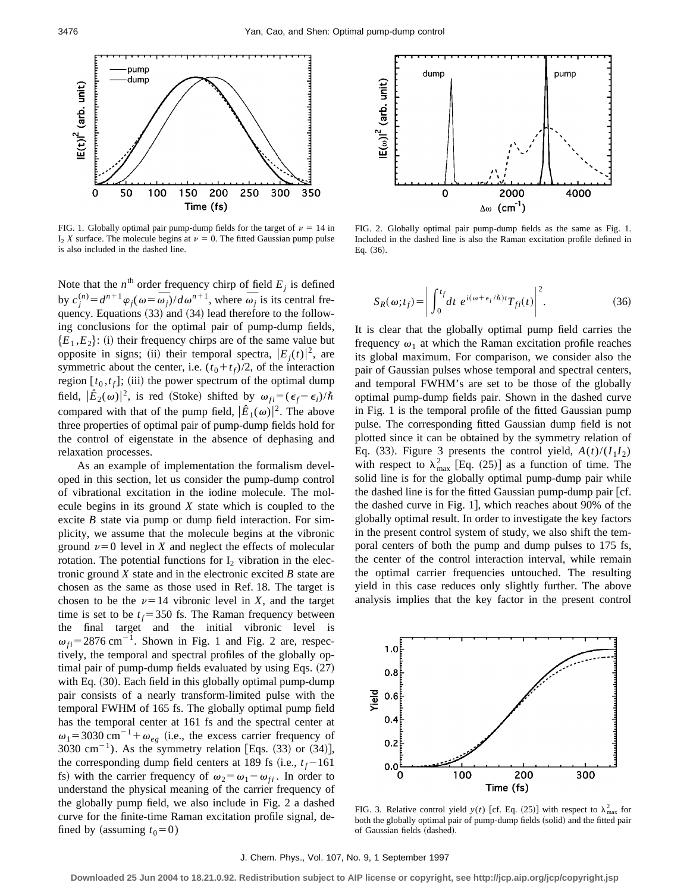FIG. 1. Globally optimal pair pump-dump fields for the target of $\nu = 14$ in $I_2$ $X$ surface. The molecule begins at $\nu = 0$. The fitted Gaussian pump pulse is also included in the dashed line.

FIG. 2. Globally optimal pair pump-dump fields as the same as Fig. 1. Included in the dashed line is also the Raman excitation profile defined in Eq. (36).

Note that the $n^{\text{th}}$ order frequency chirp of field $E_j$ is defined by $c_j^{(n)} = d^{n+1}\varphi_j(\omega = \overline{\omega_j})/d\omega^{n+1}$, where $\overline{\omega_j}$ is its central frequency. Equations (33) and (34) lead therefore to the following conclusions for the optimal pair of pump-dump fields, $\{E_1, E_2\}$: (i) their frequency chirps are of the same value but opposite in signs; (ii) their temporal spectra, $|E_j(t)|^2$, are symmetric about the center, i.e. $(t_0 + t_f)/2$, of the interaction region $[t_0, t_f]$; (iii) the power spectrum of the optimal dump field, $|\hat{E}_2(\omega)|^2$, is red (Stoke) shifted by $\omega_{fi} = (\epsilon_f - \epsilon_i)/\hbar$ compared with that of the pump field, $|\hat{E}_1(\omega)|^2$. The above three properties of optimal pair of pump-dump fields hold for the control of eigenstate in the absence of dephasing and relaxation processes.

As an example of implementation the formalism developed in this section, let us consider the pump-dump control of vibrational excitation in the iodine molecule. The molecule begins in its ground $X$ state which is coupled to the excite $B$ state via pump or dump field interaction. For simplicity, we assume that the molecule begins at the vibronic ground $\nu = 0$ level in $X$ and neglect the effects of molecular rotation. The potential functions for $I_2$ vibration in the electronic ground $X$ state and in the electronic excited $B$ state are chosen as the same as those used in Ref. 18. The target is chosen to be the $\nu = 14$ vibronic level in $X$, and the target time is set to be $t_f = 350$ fs. The Raman frequency between the final target and the initial vibronic level is $\omega_{fi} = 2876\ \text{cm}^{-1}$. Shown in Fig. 1 and Fig. 2 are, respectively, the temporal and spectral profiles of the globally optimal pair of pump-dump fields evaluated by using Eqs. (27) with Eq. (30). Each field in this globally optimal pump-dump pair consists of a nearly transform-limited pulse with the temporal FWHM of 165 fs. The globally optimal pump field has the temporal center at 161 fs and the spectral center at $\omega_1 = 3030\ \text{cm}^{-1} + \omega_{eg}$ (i.e., the excess carrier frequency of 3030 $\text{cm}^{-1}$). As the symmetry relation [Eqs. (33) or (34)], the corresponding dump field centers at 189 fs (i.e., $t_f - 161$ fs) with the carrier frequency of $\omega_2 = \omega_1 - \omega_{fi}$. In order to understand the physical meaning of the carrier frequency of the globally pump field, we also include in Fig. 2 a dashed curve for the finite-time Raman excitation profile signal, defined by (assuming $t_0 = 0$)

$$S_R(\omega; t_f) = \left| \int_0^{t_f} dt\ e^{i(\omega + \epsilon_i/\hbar)t} T_{fi}(t) \right|^2. \tag{36}$$

It is clear that the globally optimal pump field carries the frequency $\omega_1$ at which the Raman excitation profile reaches its global maximum. For comparison, we consider also the pair of Gaussian pulses whose temporal and spectral centers, and temporal FWHM's are set to be those of the globally optimal pump-dump fields pair. Shown in the dashed curve in Fig. 1 is the temporal profile of the fitted Gaussian pump pulse. The corresponding fitted Gaussian dump field is not plotted since it can be obtained by the symmetry relation of Eq. (33). Figure 3 presents the control yield, $A(t)/(I_1 I_2)$ with respect to $\lambda_{\max}^2$ [Eq. (25)] as a function of time. The solid line is for the globally optimal pump-dump pair while the dashed line is for the fitted Gaussian pump-dump pair [cf. the dashed curve in Fig. 1], which reaches about 90% of the globally optimal result. In order to investigate the key factors in the present control system of study, we also shift the temporal centers of both the pump and dump pulses to 175 fs, the center of the control interaction interval, while remain the optimal carrier frequencies untouched. The resulting yield in this case reduces only slightly further. The above analysis implies that the key factor in the present control

FIG. 3. Relative control yield $y(t)$ [cf. Eq. (25)] with respect to $\lambda_{\max}^2$ for both the globally optimal pair of pump-dump fields (solid) and the fitted pair of Gaussian fields (dashed).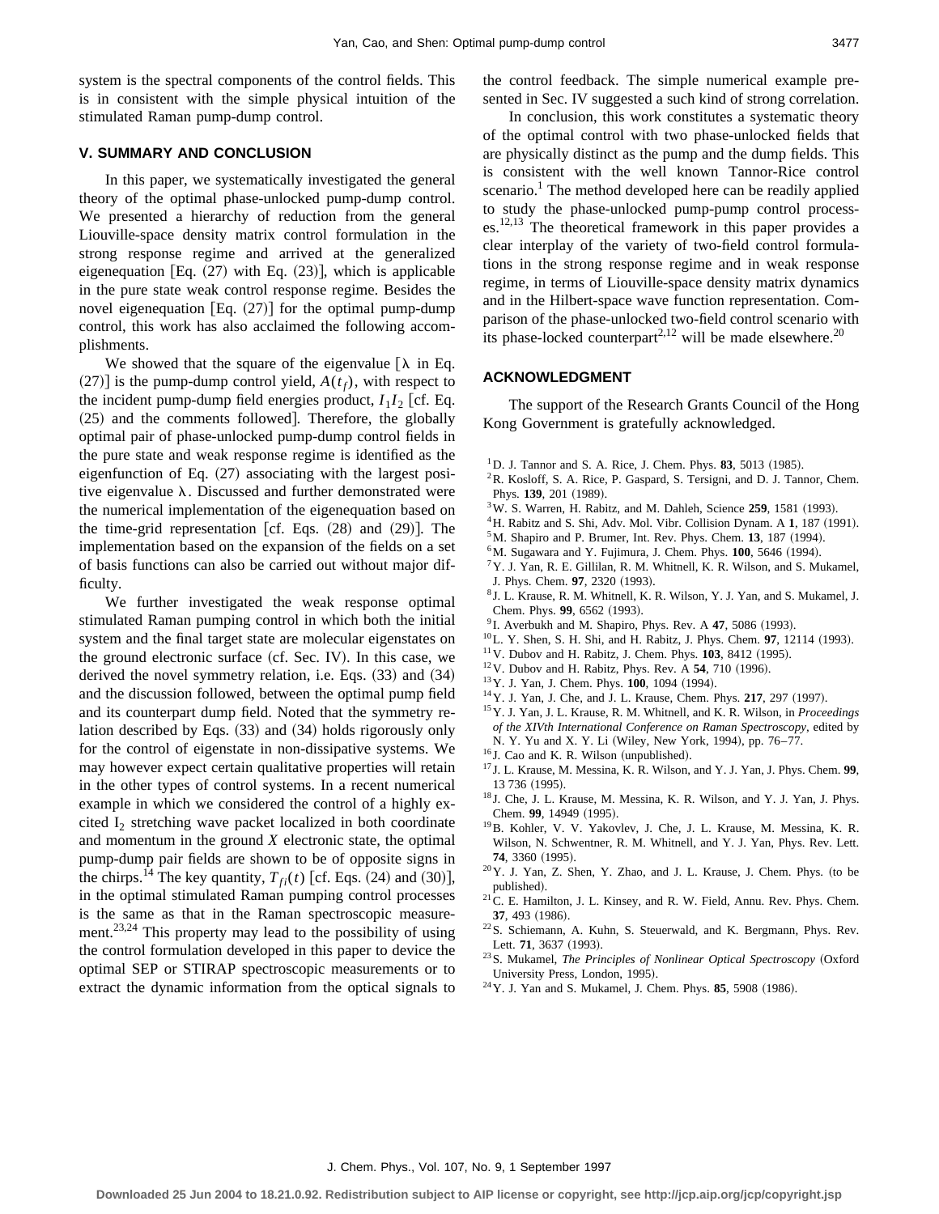system is the spectral components of the control fields. This is in consistent with the simple physical intuition of the stimulated Raman pump-dump control.

## V. SUMMARY AND CONCLUSION

In this paper, we systematically investigated the general theory of the optimal phase-unlocked pump-dump control. We presented a hierarchy of reduction from the general Liouville-space density matrix control formulation in the strong response regime and arrived at the generalized eigenequation [Eq. (27) with Eq. (23)], which is applicable in the pure state weak control response regime. Besides the novel eigenequation [Eq. (27)] for the optimal pump-dump control, this work has also acclaimed the following accomplishments.

We showed that the square of the eigenvalue [$\lambda$ in Eq. (27)] is the pump-dump control yield, $A(t_f)$, with respect to the incident pump-dump field energies product, $I_1 I_2$ [cf. Eq. (25) and the comments followed]. Therefore, the globally optimal pair of phase-unlocked pump-dump control fields in the pure state and weak response regime is identified as the eigenfunction of Eq. (27) associating with the largest positive eigenvalue $\lambda$. Discussed and further demonstrated were the numerical implementation of the eigenequation based on the time-grid representation [cf. Eqs. (28) and (29)]. The implementation based on the expansion of the fields on a set of basis functions can also be carried out without major difficulty.

We further investigated the weak response optimal stimulated Raman pumping control in which both the initial system and the final target state are molecular eigenstates on the ground electronic surface (cf. Sec. IV). In this case, we derived the novel symmetry relation, i.e. Eqs. (33) and (34) and the discussion followed, between the optimal pump field and its counterpart dump field. Noted that the symmetry relation described by Eqs. (33) and (34) holds rigorously only for the control of eigenstate in non-dissipative systems. We may however expect certain qualitative properties will retain in the other types of control systems. In a recent numerical example in which we considered the control of a highly excited $I_2$ stretching wave packet localized in both coordinate and momentum in the ground $X$ electronic state, the optimal pump-dump pair fields are shown to be of opposite signs in the chirps.[14] The key quantity, $T_{fi}(t)$ [cf. Eqs. (24) and (30)], in the optimal stimulated Raman pumping control processes is the same as that in the Raman spectroscopic measurement.[23,24] This property may lead to the possibility of using the control formulation developed in this paper to device the optimal SEP or STIRAP spectroscopic measurements or to extract the dynamic information from the optical signals to the control feedback. The simple numerical example presented in Sec. IV suggested a such kind of strong correlation.

In conclusion, this work constitutes a systematic theory of the optimal control with two phase-unlocked fields that are physically distinct as the pump and the dump fields. This is consistent with the well known Tannor-Rice control scenario.[1] The method developed here can be readily applied to study the phase-unlocked pump-pump control processes.[12,13] The theoretical framework in this paper provides a clear interplay of the variety of two-field control formulations in the strong response regime and in weak response regime, in terms of Liouville-space density matrix dynamics and in the Hilbert-space wave function representation. Comparison of the phase-unlocked two-field control scenario with its phase-locked counterpart[2,12] will be made elsewhere.[20]

## ACKNOWLEDGMENT

The support of the Research Grants Council of the Hong Kong Government is gratefully acknowledged.

1. D. J. Tannor and S. A. Rice, J. Chem. Phys. **83**, 5013 (1985).
2. R. Kosloff, S. A. Rice, P. Gaspard, S. Tersigni, and D. J. Tannor, Chem. Phys. **139**, 201 (1989).
3. W. S. Warren, H. Rabitz, and M. Dahleh, Science **259**, 1581 (1993).
4. H. Rabitz and S. Shi, Adv. Mol. Vibr. Collision Dynam. A **1**, 187 (1991).
5. M. Shapiro and P. Brumer, Int. Rev. Phys. Chem. **13**, 187 (1994).
6. M. Sugawara and Y. Fujimura, J. Chem. Phys. **100**, 5646 (1994).
7. Y. J. Yan, R. E. Gillilan, R. M. Whitnell, K. R. Wilson, and S. Mukamel, J. Phys. Chem. **97**, 2320 (1993).
8. J. L. Krause, R. M. Whitnell, K. R. Wilson, Y. J. Yan, and S. Mukamel, J. Chem. Phys. **99**, 6562 (1993).
9. I. Averbukh and M. Shapiro, Phys. Rev. A **47**, 5086 (1993).
10. L. Y. Shen, S. H. Shi, and H. Rabitz, J. Phys. Chem. **97**, 12114 (1993).
11. V. Dubov and H. Rabitz, J. Chem. Phys. **103**, 8412 (1995).
12. V. Dubov and H. Rabitz, Phys. Rev. A **54**, 710 (1996).
13. Y. J. Yan, J. Chem. Phys. **100**, 1094 (1994).
14. Y. J. Yan, J. Che, and J. L. Krause, Chem. Phys. **217**, 297 (1997).
15. Y. J. Yan, J. L. Krause, R. M. Whitnell, and K. R. Wilson, in *Proceedings of the XIVth International Conference on Raman Spectroscopy*, edited by N. Y. Yu and X. Y. Li (Wiley, New York, 1994), pp. 76–77.
16. J. Cao and K. R. Wilson (unpublished).
17. J. L. Krause, M. Messina, K. R. Wilson, and Y. J. Yan, J. Phys. Chem. **99**, 13 736 (1995).
18. J. Che, J. L. Krause, M. Messina, K. R. Wilson, and Y. J. Yan, J. Phys. Chem. **99**, 14949 (1995).
19. B. Kohler, V. V. Yakovlev, J. Che, J. L. Krause, M. Messina, K. R. Wilson, N. Schwentner, R. M. Whitnell, and Y. J. Yan, Phys. Rev. Lett. **74**, 3360 (1995).
20. Y. J. Yan, Z. Shen, Y. Zhao, and J. L. Krause, J. Chem. Phys. (to be published).
21. C. E. Hamilton, J. L. Kinsey, and R. W. Field, Annu. Rev. Phys. Chem. **37**, 493 (1986).
22. S. Schiemann, A. Kuhn, S. Steuerwald, and K. Bergmann, Phys. Rev. Lett. **71**, 3637 (1993).
23. S. Mukamel, *The Principles of Nonlinear Optical Spectroscopy* (Oxford University Press, London, 1995).
24. Y. J. Yan and S. Mukamel, J. Chem. Phys. **85**, 5908 (1986).